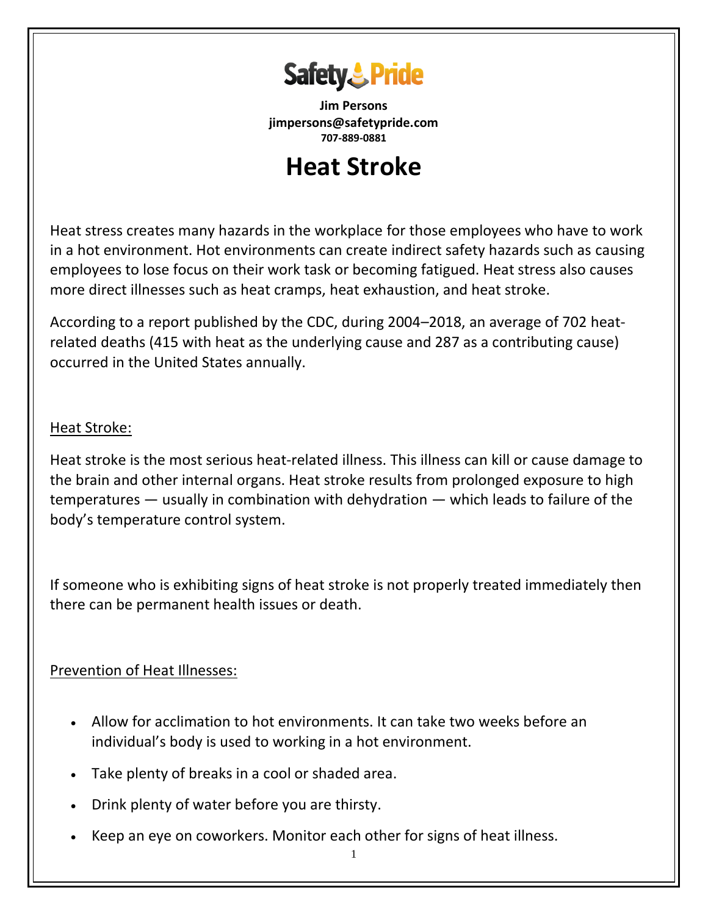**Safety Pride**

**Jim Persons**
**jimpersons@safetypride.com**
**707-889-0881**

# Heat Stroke

Heat stress creates many hazards in the workplace for those employees who have to work in a hot environment. Hot environments can create indirect safety hazards such as causing employees to lose focus on their work task or becoming fatigued. Heat stress also causes more direct illnesses such as heat cramps, heat exhaustion, and heat stroke.

According to a report published by the CDC, during 2004–2018, an average of 702 heat-related deaths (415 with heat as the underlying cause and 287 as a contributing cause) occurred in the United States annually.

## Heat Stroke:

Heat stroke is the most serious heat-related illness. This illness can kill or cause damage to the brain and other internal organs. Heat stroke results from prolonged exposure to high temperatures — usually in combination with dehydration — which leads to failure of the body's temperature control system.

If someone who is exhibiting signs of heat stroke is not properly treated immediately then there can be permanent health issues or death.

## Prevention of Heat Illnesses:

- Allow for acclimation to hot environments. It can take two weeks before an individual's body is used to working in a hot environment.
- Take plenty of breaks in a cool or shaded area.
- Drink plenty of water before you are thirsty.
- Keep an eye on coworkers. Monitor each other for signs of heat illness.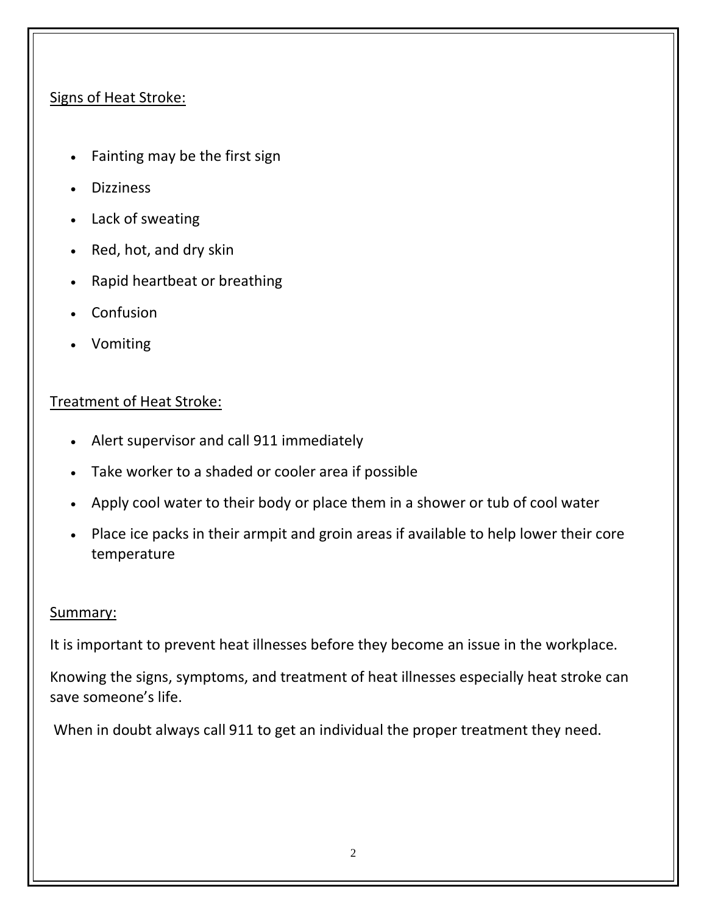## Signs of Heat Stroke:

- Fainting may be the first sign
- Dizziness
- Lack of sweating
- Red, hot, and dry skin
- Rapid heartbeat or breathing
- Confusion
- Vomiting

## Treatment of Heat Stroke:

- Alert supervisor and call 911 immediately
- Take worker to a shaded or cooler area if possible
- Apply cool water to their body or place them in a shower or tub of cool water
- Place ice packs in their armpit and groin areas if available to help lower their core temperature

## Summary:

It is important to prevent heat illnesses before they become an issue in the workplace.

Knowing the signs, symptoms, and treatment of heat illnesses especially heat stroke can save someone's life.

When in doubt always call 911 to get an individual the proper treatment they need.